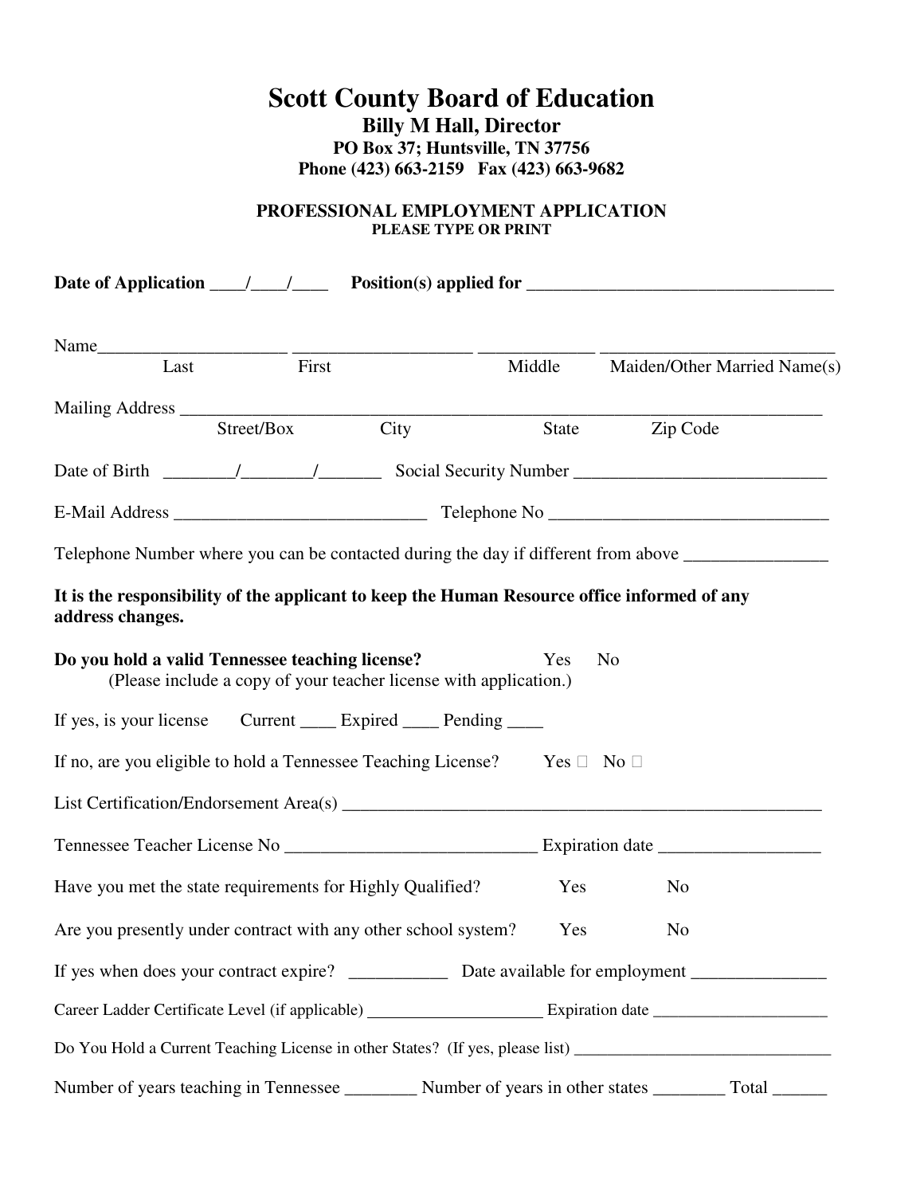# Scott County Board of Education

**Billy M Hall, Director**
**PO Box 37; Huntsville, TN 37756**
**Phone (423) 663-2159 Fax (423) 663-9682**

## PROFESSIONAL EMPLOYMENT APPLICATION

**PLEASE TYPE OR PRINT**

**Date of Application ____/____/____ Position(s) applied for __________________________________**

Name_____________________ ___________________ ____________ ___________________________
Last First Middle Maiden/Other Married Name(s)

Mailing Address ___________________________________________________________________________
Street/Box City State Zip Code

Date of Birth ________/________/_______ Social Security Number ___________________________

E-Mail Address ____________________________ Telephone No _______________________________

Telephone Number where you can be contacted during the day if different from above ________________

**It is the responsibility of the applicant to keep the Human Resource office informed of any address changes.**

**Do you hold a valid Tennessee teaching license?** Yes No
(Please include a copy of your teacher license with application.)

If yes, is your license Current ____ Expired ____ Pending ____

If no, are you eligible to hold a Tennessee Teaching License? Yes ☐ No ☐

List Certification/Endorsement Area(s) _______________________________________________________

Tennessee Teacher License No ____________________________ Expiration date __________________

Have you met the state requirements for Highly Qualified? Yes No

Are you presently under contract with any other school system? Yes No

If yes when does your contract expire? ___________ Date available for employment _______________

Career Ladder Certificate Level (if applicable) ____________________ Expiration date ____________________

Do You Hold a Current Teaching License in other States? (If yes, please list) _______________________________

Number of years teaching in Tennessee ________ Number of years in other states ________ Total ______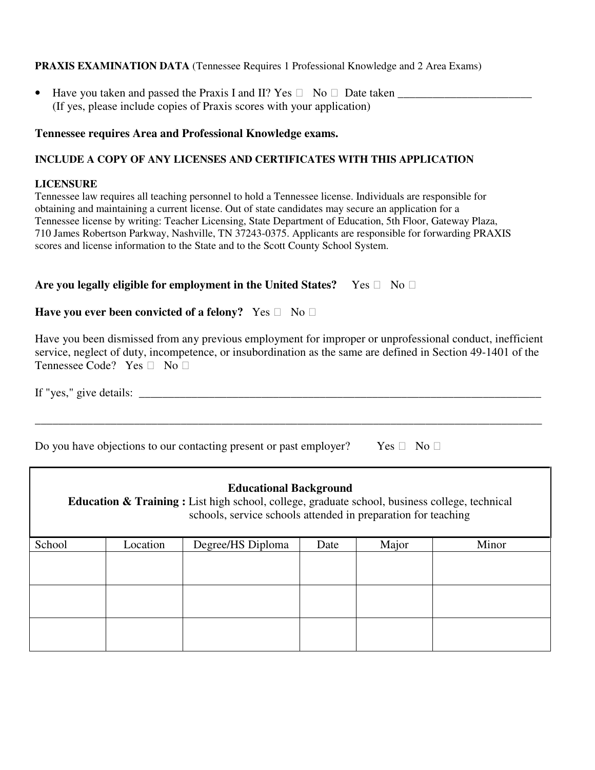**PRAXIS EXAMINATION DATA** (Tennessee Requires 1 Professional Knowledge and 2 Area Exams)

- Have you taken and passed the Praxis I and II? Yes ☐ No ☐ Date taken ______________________
  (If yes, please include copies of Praxis scores with your application)

**Tennessee requires Area and Professional Knowledge exams.**

**INCLUDE A COPY OF ANY LICENSES AND CERTIFICATES WITH THIS APPLICATION**

**LICENSURE**

Tennessee law requires all teaching personnel to hold a Tennessee license. Individuals are responsible for obtaining and maintaining a current license. Out of state candidates may secure an application for a Tennessee license by writing: Teacher Licensing, State Department of Education, 5th Floor, Gateway Plaza, 710 James Robertson Parkway, Nashville, TN 37243-0375. Applicants are responsible for forwarding PRAXIS scores and license information to the State and to the Scott County School System.

**Are you legally eligible for employment in the United States?** Yes ☐ No ☐

**Have you ever been convicted of a felony?** Yes ☐ No ☐

Have you been dismissed from any previous employment for improper or unprofessional conduct, inefficient service, neglect of duty, incompetence, or insubordination as the same are defined in Section 49-1401 of the Tennessee Code? Yes ☐ No ☐

If "yes," give details: ______________________________________________________________________

____________________________________________________________________________________________

Do you have objections to our contacting present or past employer? Yes ☐ No ☐

**Educational Background**

**Education & Training :** List high school, college, graduate school, business college, technical schools, service schools attended in preparation for teaching

| School | Location | Degree/HS Diploma | Date | Major | Minor |
| --- | --- | --- | --- | --- | --- |
| | | | | | |
| | | | | | |
| | | | | | |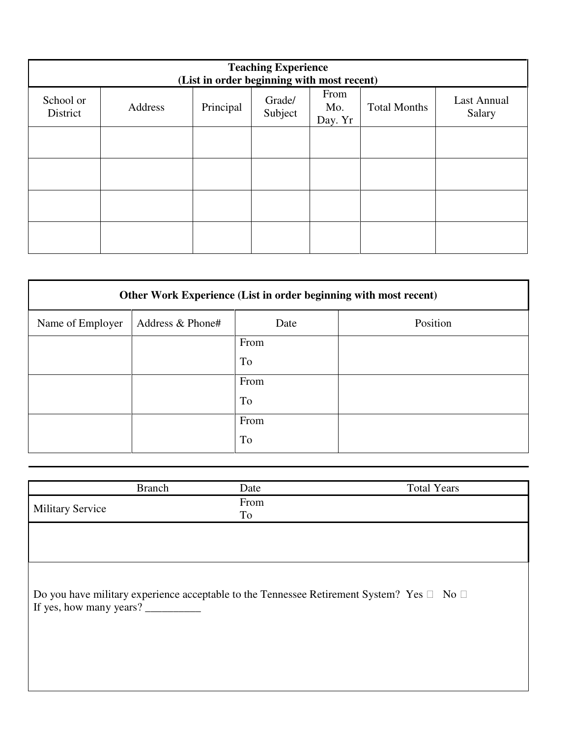| Teaching Experience (List in order beginning with most recent) | | | | | | |
|---|---|---|---|---|---|---|
| School or District | Address | Principal | Grade/ Subject | From Mo. Day. Yr | Total Months | Last Annual Salary |
| | | | | | | |
| | | | | | | |
| | | | | | | |
| | | | | | | |

| Other Work Experience (List in order beginning with most recent) | | | |
|---|---|---|---|
| Name of Employer | Address & Phone# | Date | Position |
| | | From<br>To | |
| | | From<br>To | |
| | | From<br>To | |

| | Branch | Date | Total Years |
|---|---|---|---|
| Military Service | | From<br>To | |

Do you have military experience acceptable to the Tennessee Retirement System? Yes ☐ No ☐
If yes, how many years? __________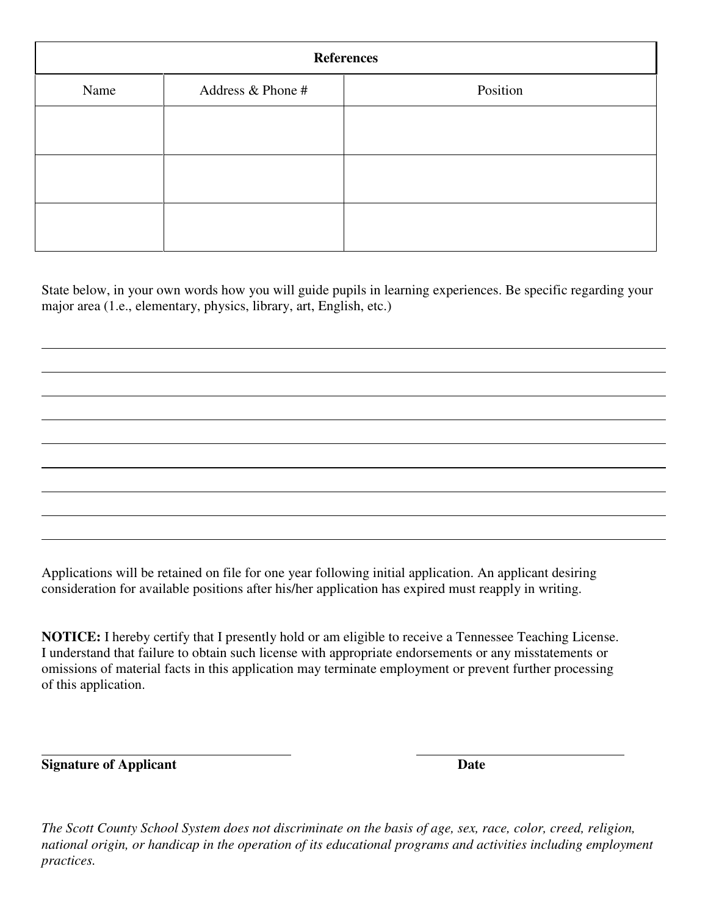| References | | |
|---|---|---|
| Name | Address & Phone # | Position |
| | | |
| | | |
| | | |

State below, in your own words how you will guide pupils in learning experiences. Be specific regarding your major area (1.e., elementary, physics, library, art, English, etc.)

\_\_\_\_\_\_\_\_\_\_\_\_\_\_\_\_\_\_\_\_\_\_\_\_\_\_\_\_\_\_\_\_\_\_\_\_\_\_\_\_\_\_\_\_\_\_\_\_\_\_\_\_\_\_\_\_\_\_\_\_\_\_\_\_\_\_\_\_\_\_\_\_\_\_\_\_

\_\_\_\_\_\_\_\_\_\_\_\_\_\_\_\_\_\_\_\_\_\_\_\_\_\_\_\_\_\_\_\_\_\_\_\_\_\_\_\_\_\_\_\_\_\_\_\_\_\_\_\_\_\_\_\_\_\_\_\_\_\_\_\_\_\_\_\_\_\_\_\_\_\_\_\_

\_\_\_\_\_\_\_\_\_\_\_\_\_\_\_\_\_\_\_\_\_\_\_\_\_\_\_\_\_\_\_\_\_\_\_\_\_\_\_\_\_\_\_\_\_\_\_\_\_\_\_\_\_\_\_\_\_\_\_\_\_\_\_\_\_\_\_\_\_\_\_\_\_\_\_\_

\_\_\_\_\_\_\_\_\_\_\_\_\_\_\_\_\_\_\_\_\_\_\_\_\_\_\_\_\_\_\_\_\_\_\_\_\_\_\_\_\_\_\_\_\_\_\_\_\_\_\_\_\_\_\_\_\_\_\_\_\_\_\_\_\_\_\_\_\_\_\_\_\_\_\_\_

\_\_\_\_\_\_\_\_\_\_\_\_\_\_\_\_\_\_\_\_\_\_\_\_\_\_\_\_\_\_\_\_\_\_\_\_\_\_\_\_\_\_\_\_\_\_\_\_\_\_\_\_\_\_\_\_\_\_\_\_\_\_\_\_\_\_\_\_\_\_\_\_\_\_\_\_

\_\_\_\_\_\_\_\_\_\_\_\_\_\_\_\_\_\_\_\_\_\_\_\_\_\_\_\_\_\_\_\_\_\_\_\_\_\_\_\_\_\_\_\_\_\_\_\_\_\_\_\_\_\_\_\_\_\_\_\_\_\_\_\_\_\_\_\_\_\_\_\_\_\_\_\_

\_\_\_\_\_\_\_\_\_\_\_\_\_\_\_\_\_\_\_\_\_\_\_\_\_\_\_\_\_\_\_\_\_\_\_\_\_\_\_\_\_\_\_\_\_\_\_\_\_\_\_\_\_\_\_\_\_\_\_\_\_\_\_\_\_\_\_\_\_\_\_\_\_\_\_\_

\_\_\_\_\_\_\_\_\_\_\_\_\_\_\_\_\_\_\_\_\_\_\_\_\_\_\_\_\_\_\_\_\_\_\_\_\_\_\_\_\_\_\_\_\_\_\_\_\_\_\_\_\_\_\_\_\_\_\_\_\_\_\_\_\_\_\_\_\_\_\_\_\_\_\_\_

\_\_\_\_\_\_\_\_\_\_\_\_\_\_\_\_\_\_\_\_\_\_\_\_\_\_\_\_\_\_\_\_\_\_\_\_\_\_\_\_\_\_\_\_\_\_\_\_\_\_\_\_\_\_\_\_\_\_\_\_\_\_\_\_\_\_\_\_\_\_\_\_\_\_\_\_

Applications will be retained on file for one year following initial application. An applicant desiring consideration for available positions after his/her application has expired must reapply in writing.

**NOTICE:** I hereby certify that I presently hold or am eligible to receive a Tennessee Teaching License. I understand that failure to obtain such license with appropriate endorsements or any misstatements or omissions of material facts in this application may terminate employment or prevent further processing of this application.

\_\_\_\_\_\_\_\_\_\_\_\_\_\_\_\_\_\_\_\_\_\_\_\_\_\_\_\_\_\_\_\_ \_\_\_\_\_\_\_\_\_\_\_\_\_\_\_\_\_\_\_\_\_\_\_\_\_\_

**Signature of Applicant** **Date**

*The Scott County School System does not discriminate on the basis of age, sex, race, color, creed, religion, national origin, or handicap in the operation of its educational programs and activities including employment practices.*